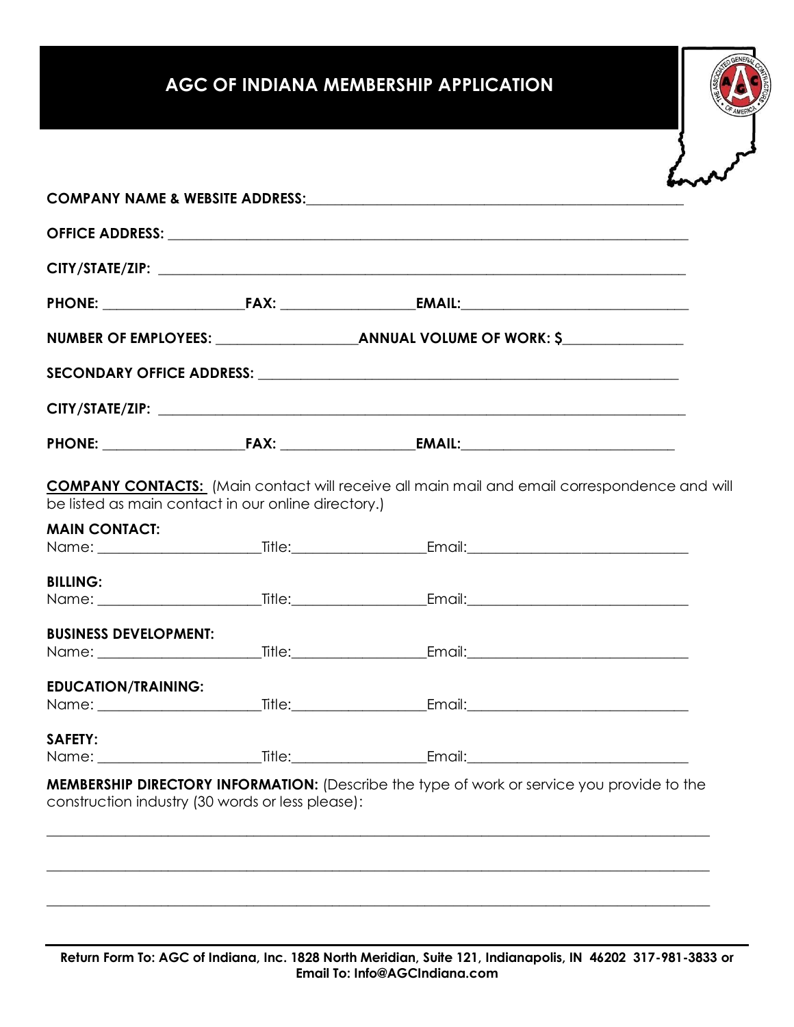# AGC OF INDIANA MEMBERSHIP APPLICATION

**COMPANY NAME & WEBSITE ADDRESS:**\_\_\_\_\_\_\_\_\_\_\_\_\_\_\_\_\_\_\_\_\_\_\_\_\_\_\_\_\_\_\_\_\_\_\_\_\_\_\_\_

**OFFICE ADDRESS:** \_\_\_\_\_\_\_\_\_\_\_\_\_\_\_\_\_\_\_\_\_\_\_\_\_\_\_\_\_\_\_\_\_\_\_\_\_\_\_\_\_\_\_\_\_\_\_\_\_\_\_\_

**CITY/STATE/ZIP:** \_\_\_\_\_\_\_\_\_\_\_\_\_\_\_\_\_\_\_\_\_\_\_\_\_\_\_\_\_\_\_\_\_\_\_\_\_\_\_\_\_\_\_\_\_\_\_\_\_\_\_\_

**PHONE:** \_\_\_\_\_\_\_\_\_\_\_\_\_\_\_ **FAX:** \_\_\_\_\_\_\_\_\_\_\_\_\_\_\_ **EMAIL:**\_\_\_\_\_\_\_\_\_\_\_\_\_\_\_\_\_\_\_\_\_\_

**NUMBER OF EMPLOYEES:** \_\_\_\_\_\_\_\_\_\_\_\_\_\_\_ **ANNUAL VOLUME OF WORK: $**\_\_\_\_\_\_\_\_\_\_\_\_\_

**SECONDARY OFFICE ADDRESS:** \_\_\_\_\_\_\_\_\_\_\_\_\_\_\_\_\_\_\_\_\_\_\_\_\_\_\_\_\_\_\_\_\_\_\_\_\_\_\_\_\_\_\_\_

**CITY/STATE/ZIP:** \_\_\_\_\_\_\_\_\_\_\_\_\_\_\_\_\_\_\_\_\_\_\_\_\_\_\_\_\_\_\_\_\_\_\_\_\_\_\_\_\_\_\_\_\_\_\_\_\_\_\_\_

**PHONE:** \_\_\_\_\_\_\_\_\_\_\_\_\_\_\_ **FAX:** \_\_\_\_\_\_\_\_\_\_\_\_\_\_\_ **EMAIL:**\_\_\_\_\_\_\_\_\_\_\_\_\_\_\_\_\_\_\_\_\_\_

**COMPANY CONTACTS:** (Main contact will receive all main mail and email correspondence and will be listed as main contact in our online directory.)

**MAIN CONTACT:**
Name: \_\_\_\_\_\_\_\_\_\_\_\_\_\_\_\_\_ Title:\_\_\_\_\_\_\_\_\_\_\_\_\_\_\_ Email:\_\_\_\_\_\_\_\_\_\_\_\_\_\_\_\_\_\_\_\_\_\_

**BILLING:**
Name: \_\_\_\_\_\_\_\_\_\_\_\_\_\_\_\_\_ Title:\_\_\_\_\_\_\_\_\_\_\_\_\_\_\_ Email:\_\_\_\_\_\_\_\_\_\_\_\_\_\_\_\_\_\_\_\_\_\_

**BUSINESS DEVELOPMENT:**
Name: \_\_\_\_\_\_\_\_\_\_\_\_\_\_\_\_\_ Title:\_\_\_\_\_\_\_\_\_\_\_\_\_\_\_ Email:\_\_\_\_\_\_\_\_\_\_\_\_\_\_\_\_\_\_\_\_\_\_

**EDUCATION/TRAINING:**
Name: \_\_\_\_\_\_\_\_\_\_\_\_\_\_\_\_\_ Title:\_\_\_\_\_\_\_\_\_\_\_\_\_\_\_ Email:\_\_\_\_\_\_\_\_\_\_\_\_\_\_\_\_\_\_\_\_\_\_

**SAFETY:**
Name: \_\_\_\_\_\_\_\_\_\_\_\_\_\_\_\_\_ Title:\_\_\_\_\_\_\_\_\_\_\_\_\_\_\_ Email:\_\_\_\_\_\_\_\_\_\_\_\_\_\_\_\_\_\_\_\_\_\_

**MEMBERSHIP DIRECTORY INFORMATION:** (Describe the type of work or service you provide to the construction industry (30 words or less please):

\_\_\_\_\_\_\_\_\_\_\_\_\_\_\_\_\_\_\_\_\_\_\_\_\_\_\_\_\_\_\_\_\_\_\_\_\_\_\_\_\_\_\_\_\_\_\_\_\_\_\_\_\_\_\_\_\_\_\_\_\_\_\_\_\_\_\_\_\_\_

\_\_\_\_\_\_\_\_\_\_\_\_\_\_\_\_\_\_\_\_\_\_\_\_\_\_\_\_\_\_\_\_\_\_\_\_\_\_\_\_\_\_\_\_\_\_\_\_\_\_\_\_\_\_\_\_\_\_\_\_\_\_\_\_\_\_\_\_\_\_

\_\_\_\_\_\_\_\_\_\_\_\_\_\_\_\_\_\_\_\_\_\_\_\_\_\_\_\_\_\_\_\_\_\_\_\_\_\_\_\_\_\_\_\_\_\_\_\_\_\_\_\_\_\_\_\_\_\_\_\_\_\_\_\_\_\_\_\_\_\_

**Return Form To: AGC of Indiana, Inc. 1828 North Meridian, Suite 121, Indianapolis, IN 46202 317-981-3833 or Email To: Info@AGCIndiana.com**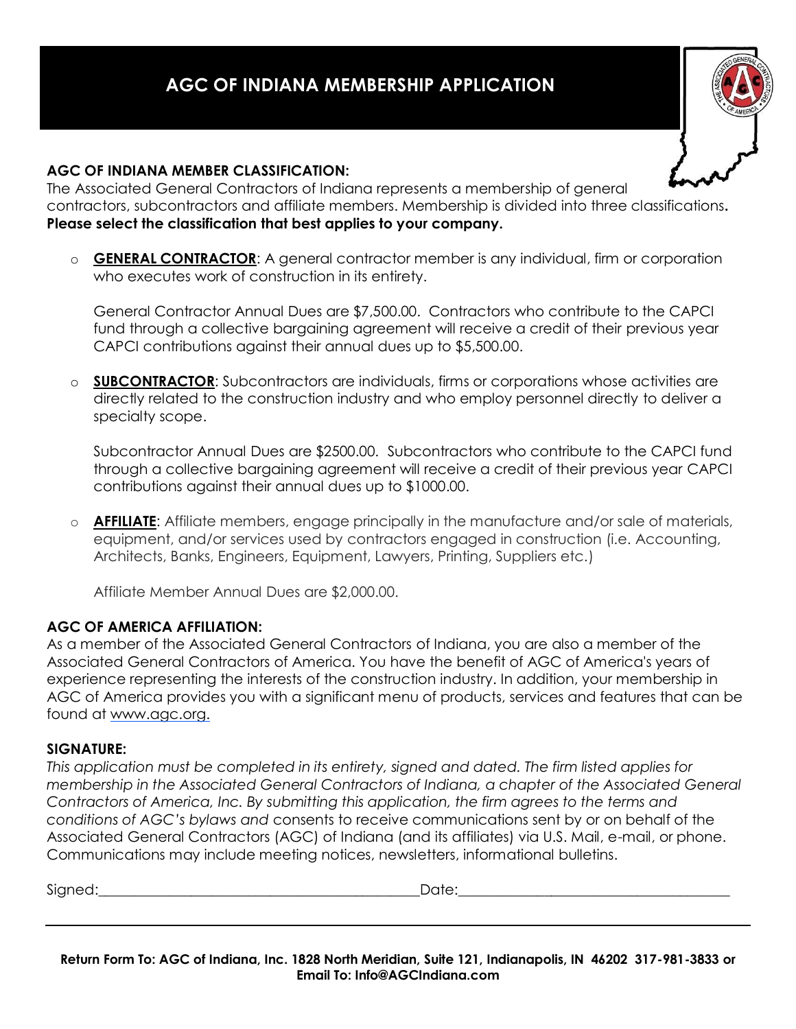# AGC OF INDIANA MEMBERSHIP APPLICATION

**AGC OF INDIANA MEMBER CLASSIFICATION:**

The Associated General Contractors of Indiana represents a membership of general contractors, subcontractors and affiliate members. Membership is divided into three classifications. **Please select the classification that best applies to your company.**

- **GENERAL CONTRACTOR**: A general contractor member is any individual, firm or corporation who executes work of construction in its entirety.

  General Contractor Annual Dues are $7,500.00. Contractors who contribute to the CAPCI fund through a collective bargaining agreement will receive a credit of their previous year CAPCI contributions against their annual dues up to $5,500.00.

- **SUBCONTRACTOR**: Subcontractors are individuals, firms or corporations whose activities are directly related to the construction industry and who employ personnel directly to deliver a specialty scope.

  Subcontractor Annual Dues are $2500.00. Subcontractors who contribute to the CAPCI fund through a collective bargaining agreement will receive a credit of their previous year CAPCI contributions against their annual dues up to $1000.00.

- **AFFILIATE**: Affiliate members, engage principally in the manufacture and/or sale of materials, equipment, and/or services used by contractors engaged in construction (i.e. Accounting, Architects, Banks, Engineers, Equipment, Lawyers, Printing, Suppliers etc.)

  Affiliate Member Annual Dues are $2,000.00.

**AGC OF AMERICA AFFILIATION:**

As a member of the Associated General Contractors of Indiana, you are also a member of the Associated General Contractors of America. You have the benefit of AGC of America's years of experience representing the interests of the construction industry. In addition, your membership in AGC of America provides you with a significant menu of products, services and features that can be found at www.agc.org.

**SIGNATURE:**

*This application must be completed in its entirety, signed and dated. The firm listed applies for membership in the Associated General Contractors of Indiana, a chapter of the Associated General Contractors of America, Inc. By submitting this application, the firm agrees to the terms and conditions of AGC's bylaws and* consents to receive communications sent by or on behalf of the Associated General Contractors (AGC) of Indiana (and its affiliates) via U.S. Mail, e-mail, or phone. Communications may include meeting notices, newsletters, informational bulletins.

Signed:_____________________________________________ Date:_____________________________________

**Return Form To: AGC of Indiana, Inc. 1828 North Meridian, Suite 121, Indianapolis, IN 46202 317-981-3833 or Email To: Info@AGCIndiana.com**